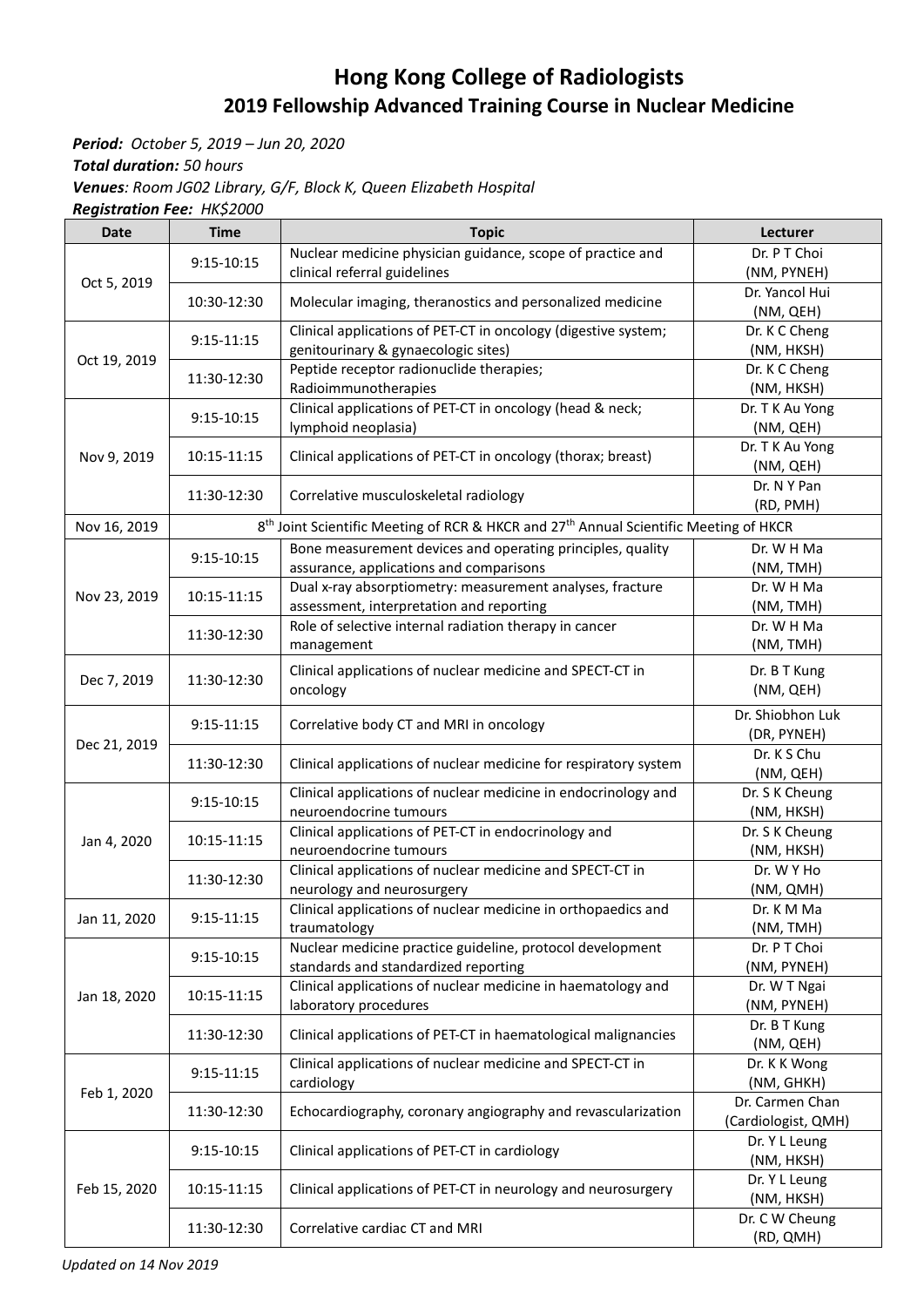# Hong Kong College of Radiologists

## 2019 Fellowship Advanced Training Course in Nuclear Medicine

***Period:*** *October 5, 2019 – Jun 20, 2020*
***Total duration:*** *50 hours*
***Venues****: Room JG02 Library, G/F, Block K, Queen Elizabeth Hospital*
***Registration Fee:*** *HK$2000*

| Date | Time | Topic | Lecturer |
|---|---|---|---|
| Oct 5, 2019 | 9:15-10:15 | Nuclear medicine physician guidance, scope of practice and clinical referral guidelines | Dr. P T Choi (NM, PYNEH) |
| | 10:30-12:30 | Molecular imaging, theranostics and personalized medicine | Dr. Yancol Hui (NM, QEH) |
| Oct 19, 2019 | 9:15-11:15 | Clinical applications of PET-CT in oncology (digestive system; genitourinary & gynaecologic sites) | Dr. K C Cheng (NM, HKSH) |
| | 11:30-12:30 | Peptide receptor radionuclide therapies; Radioimmunotherapies | Dr. K C Cheng (NM, HKSH) |
| Nov 9, 2019 | 9:15-10:15 | Clinical applications of PET-CT in oncology (head & neck; lymphoid neoplasia) | Dr. T K Au Yong (NM, QEH) |
| | 10:15-11:15 | Clinical applications of PET-CT in oncology (thorax; breast) | Dr. T K Au Yong (NM, QEH) |
| | 11:30-12:30 | Correlative musculoskeletal radiology | Dr. N Y Pan (RD, PMH) |
| Nov 16, 2019 | 8th Joint Scientific Meeting of RCR & HKCR and 27th Annual Scientific Meeting of HKCR | | |
| Nov 23, 2019 | 9:15-10:15 | Bone measurement devices and operating principles, quality assurance, applications and comparisons | Dr. W H Ma (NM, TMH) |
| | 10:15-11:15 | Dual x-ray absorptiometry: measurement analyses, fracture assessment, interpretation and reporting | Dr. W H Ma (NM, TMH) |
| | 11:30-12:30 | Role of selective internal radiation therapy in cancer management | Dr. W H Ma (NM, TMH) |
| Dec 7, 2019 | 11:30-12:30 | Clinical applications of nuclear medicine and SPECT-CT in oncology | Dr. B T Kung (NM, QEH) |
| Dec 21, 2019 | 9:15-11:15 | Correlative body CT and MRI in oncology | Dr. Shiobhon Luk (DR, PYNEH) |
| | 11:30-12:30 | Clinical applications of nuclear medicine for respiratory system | Dr. K S Chu (NM, QEH) |
| Jan 4, 2020 | 9:15-10:15 | Clinical applications of nuclear medicine in endocrinology and neuroendocrine tumours | Dr. S K Cheung (NM, HKSH) |
| | 10:15-11:15 | Clinical applications of PET-CT in endocrinology and neuroendocrine tumours | Dr. S K Cheung (NM, HKSH) |
| | 11:30-12:30 | Clinical applications of nuclear medicine and SPECT-CT in neurology and neurosurgery | Dr. W Y Ho (NM, QMH) |
| Jan 11, 2020 | 9:15-11:15 | Clinical applications of nuclear medicine in orthopaedics and traumatology | Dr. K M Ma (NM, TMH) |
| Jan 18, 2020 | 9:15-10:15 | Nuclear medicine practice guideline, protocol development standards and standardized reporting | Dr. P T Choi (NM, PYNEH) |
| | 10:15-11:15 | Clinical applications of nuclear medicine in haematology and laboratory procedures | Dr. W T Ngai (NM, PYNEH) |
| | 11:30-12:30 | Clinical applications of PET-CT in haematological malignancies | Dr. B T Kung (NM, QEH) |
| Feb 1, 2020 | 9:15-11:15 | Clinical applications of nuclear medicine and SPECT-CT in cardiology | Dr. K K Wong (NM, GHKH) |
| | 11:30-12:30 | Echocardiography, coronary angiography and revascularization | Dr. Carmen Chan (Cardiologist, QMH) |
| Feb 15, 2020 | 9:15-10:15 | Clinical applications of PET-CT in cardiology | Dr. Y L Leung (NM, HKSH) |
| | 10:15-11:15 | Clinical applications of PET-CT in neurology and neurosurgery | Dr. Y L Leung (NM, HKSH) |
| | 11:30-12:30 | Correlative cardiac CT and MRI | Dr. C W Cheung (RD, QMH) |

*Updated on 14 Nov 2019*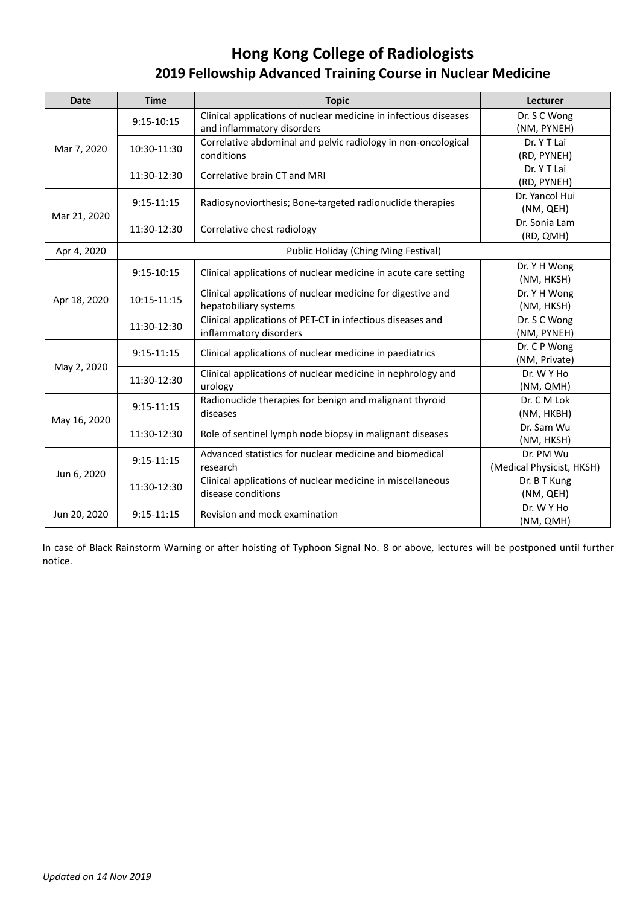# Hong Kong College of Radiologists

## 2019 Fellowship Advanced Training Course in Nuclear Medicine

| Date | Time | Topic | Lecturer |
|---|---|---|---|
| Mar 7, 2020 | 9:15-10:15 | Clinical applications of nuclear medicine in infectious diseases and inflammatory disorders | Dr. S C Wong (NM, PYNEH) |
| | 10:30-11:30 | Correlative abdominal and pelvic radiology in non-oncological conditions | Dr. Y T Lai (RD, PYNEH) |
| | 11:30-12:30 | Correlative brain CT and MRI | Dr. Y T Lai (RD, PYNEH) |
| Mar 21, 2020 | 9:15-11:15 | Radiosynoviorthesis; Bone-targeted radionuclide therapies | Dr. Yancol Hui (NM, QEH) |
| | 11:30-12:30 | Correlative chest radiology | Dr. Sonia Lam (RD, QMH) |
| Apr 4, 2020 | Public Holiday (Ching Ming Festival) | | |
| Apr 18, 2020 | 9:15-10:15 | Clinical applications of nuclear medicine in acute care setting | Dr. Y H Wong (NM, HKSH) |
| | 10:15-11:15 | Clinical applications of nuclear medicine for digestive and hepatobiliary systems | Dr. Y H Wong (NM, HKSH) |
| | 11:30-12:30 | Clinical applications of PET-CT in infectious diseases and inflammatory disorders | Dr. S C Wong (NM, PYNEH) |
| May 2, 2020 | 9:15-11:15 | Clinical applications of nuclear medicine in paediatrics | Dr. C P Wong (NM, Private) |
| | 11:30-12:30 | Clinical applications of nuclear medicine in nephrology and urology | Dr. W Y Ho (NM, QMH) |
| May 16, 2020 | 9:15-11:15 | Radionuclide therapies for benign and malignant thyroid diseases | Dr. C M Lok (NM, HKBH) |
| | 11:30-12:30 | Role of sentinel lymph node biopsy in malignant diseases | Dr. Sam Wu (NM, HKSH) |
| Jun 6, 2020 | 9:15-11:15 | Advanced statistics for nuclear medicine and biomedical research | Dr. PM Wu (Medical Physicist, HKSH) |
| | 11:30-12:30 | Clinical applications of nuclear medicine in miscellaneous disease conditions | Dr. B T Kung (NM, QEH) |
| Jun 20, 2020 | 9:15-11:15 | Revision and mock examination | Dr. W Y Ho (NM, QMH) |

In case of Black Rainstorm Warning or after hoisting of Typhoon Signal No. 8 or above, lectures will be postponed until further notice.

*Updated on 14 Nov 2019*